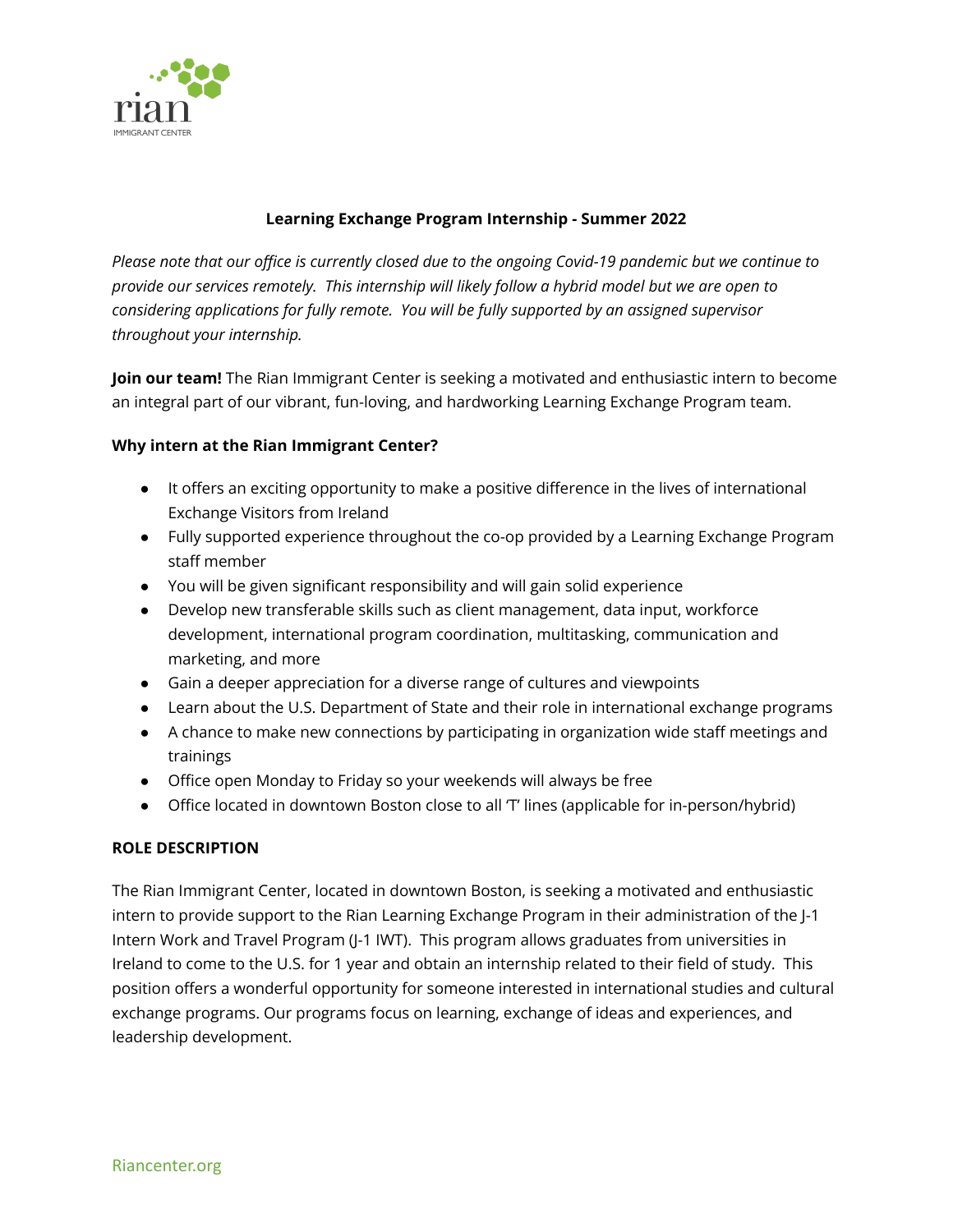# Learning Exchange Program Internship - Summer 2022

*Please note that our office is currently closed due to the ongoing Covid-19 pandemic but we continue to provide our services remotely. This internship will likely follow a hybrid model but we are open to considering applications for fully remote. You will be fully supported by an assigned supervisor throughout your internship.*

**Join our team!** The Rian Immigrant Center is seeking a motivated and enthusiastic intern to become an integral part of our vibrant, fun-loving, and hardworking Learning Exchange Program team.

**Why intern at the Rian Immigrant Center?**

- It offers an exciting opportunity to make a positive difference in the lives of international Exchange Visitors from Ireland
- Fully supported experience throughout the co-op provided by a Learning Exchange Program staff member
- You will be given significant responsibility and will gain solid experience
- Develop new transferable skills such as client management, data input, workforce development, international program coordination, multitasking, communication and marketing, and more
- Gain a deeper appreciation for a diverse range of cultures and viewpoints
- Learn about the U.S. Department of State and their role in international exchange programs
- A chance to make new connections by participating in organization wide staff meetings and trainings
- Office open Monday to Friday so your weekends will always be free
- Office located in downtown Boston close to all 'T' lines (applicable for in-person/hybrid)

## ROLE DESCRIPTION

The Rian Immigrant Center, located in downtown Boston, is seeking a motivated and enthusiastic intern to provide support to the Rian Learning Exchange Program in their administration of the J-1 Intern Work and Travel Program (J-1 IWT). This program allows graduates from universities in Ireland to come to the U.S. for 1 year and obtain an internship related to their field of study. This position offers a wonderful opportunity for someone interested in international studies and cultural exchange programs. Our programs focus on learning, exchange of ideas and experiences, and leadership development.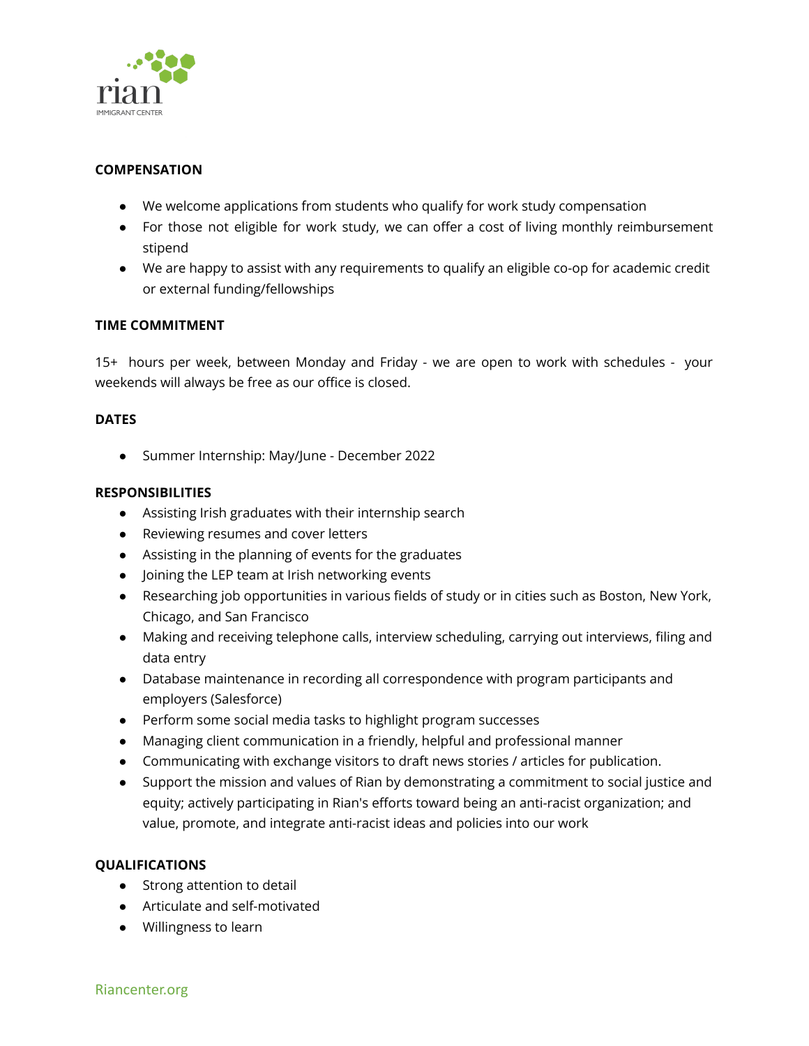**COMPENSATION**

- We welcome applications from students who qualify for work study compensation
- For those not eligible for work study, we can offer a cost of living monthly reimbursement stipend
- We are happy to assist with any requirements to qualify an eligible co-op for academic credit or external funding/fellowships

**TIME COMMITMENT**

15+ hours per week, between Monday and Friday - we are open to work with schedules - your weekends will always be free as our office is closed.

**DATES**

- Summer Internship: May/June - December 2022

**RESPONSIBILITIES**

- Assisting Irish graduates with their internship search
- Reviewing resumes and cover letters
- Assisting in the planning of events for the graduates
- Joining the LEP team at Irish networking events
- Researching job opportunities in various fields of study or in cities such as Boston, New York, Chicago, and San Francisco
- Making and receiving telephone calls, interview scheduling, carrying out interviews, filing and data entry
- Database maintenance in recording all correspondence with program participants and employers (Salesforce)
- Perform some social media tasks to highlight program successes
- Managing client communication in a friendly, helpful and professional manner
- Communicating with exchange visitors to draft news stories / articles for publication.
- Support the mission and values of Rian by demonstrating a commitment to social justice and equity; actively participating in Rian's efforts toward being an anti-racist organization; and value, promote, and integrate anti-racist ideas and policies into our work

**QUALIFICATIONS**

- Strong attention to detail
- Articulate and self-motivated
- Willingness to learn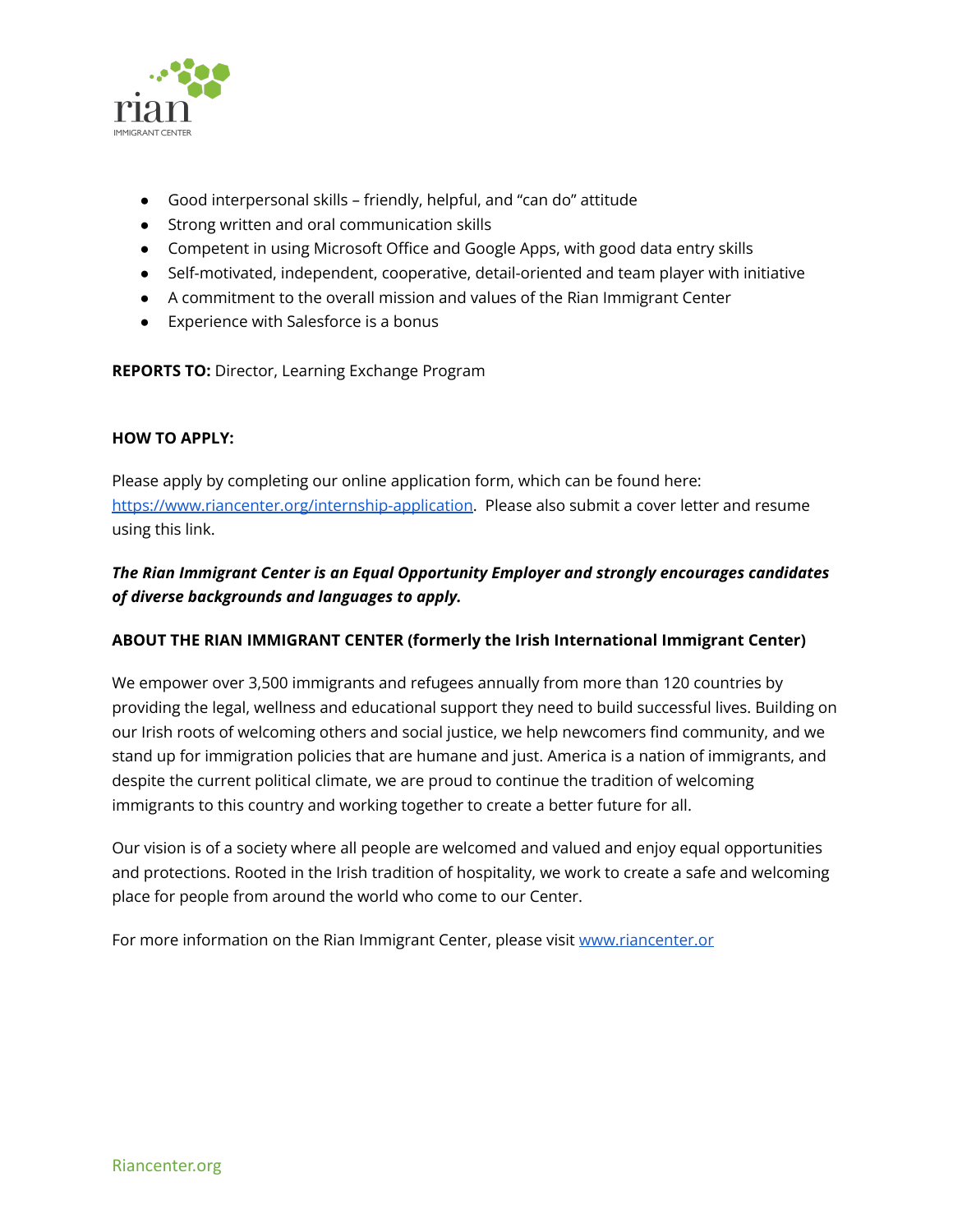- Good interpersonal skills – friendly, helpful, and “can do” attitude
- Strong written and oral communication skills
- Competent in using Microsoft Office and Google Apps, with good data entry skills
- Self-motivated, independent, cooperative, detail-oriented and team player with initiative
- A commitment to the overall mission and values of the Rian Immigrant Center
- Experience with Salesforce is a bonus

**REPORTS TO:** Director, Learning Exchange Program

**HOW TO APPLY:**

Please apply by completing our online application form, which can be found here: https://www.riancenter.org/internship-application. Please also submit a cover letter and resume using this link.

***The Rian Immigrant Center is an Equal Opportunity Employer and strongly encourages candidates of diverse backgrounds and languages to apply.***

**ABOUT THE RIAN IMMIGRANT CENTER (formerly the Irish International Immigrant Center)**

We empower over 3,500 immigrants and refugees annually from more than 120 countries by providing the legal, wellness and educational support they need to build successful lives. Building on our Irish roots of welcoming others and social justice, we help newcomers find community, and we stand up for immigration policies that are humane and just. America is a nation of immigrants, and despite the current political climate, we are proud to continue the tradition of welcoming immigrants to this country and working together to create a better future for all.

Our vision is of a society where all people are welcomed and valued and enjoy equal opportunities and protections. Rooted in the Irish tradition of hospitality, we work to create a safe and welcoming place for people from around the world who come to our Center.

For more information on the Rian Immigrant Center, please visit www.riancenter.or